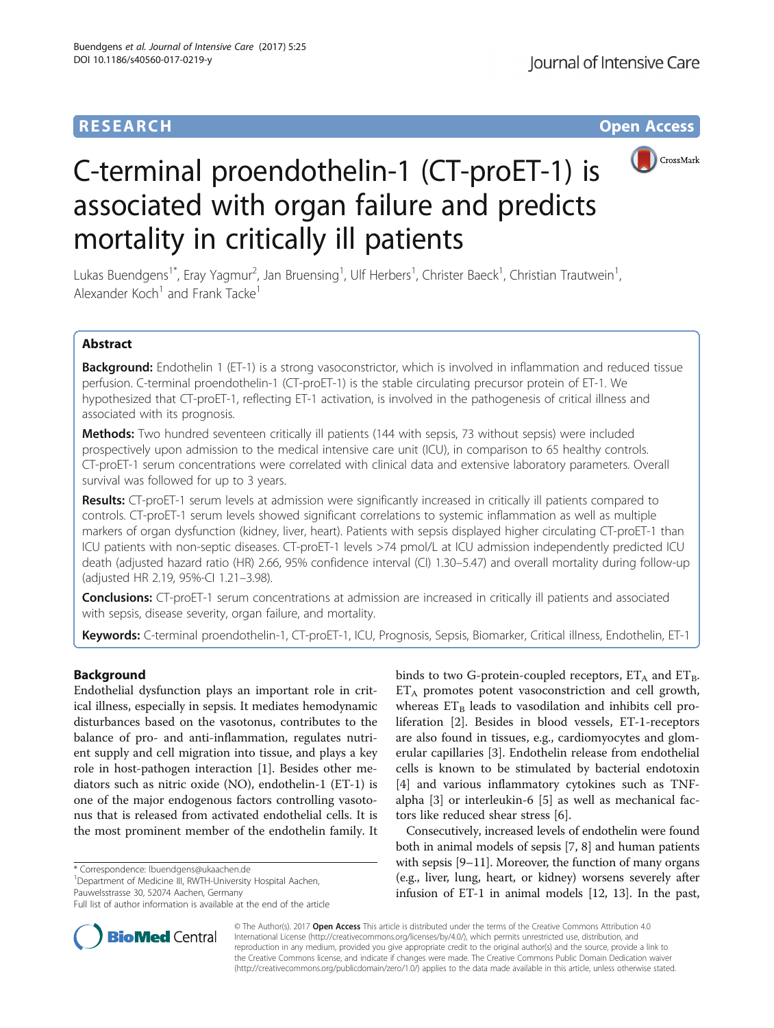RESEARCH

Open Access

# C-terminal proendothelin-1 (CT-proET-1) is associated with organ failure and predicts mortality in critically ill patients

Lukas Buendgens[1*], Eray Yagmur[2], Jan Bruensing[1], Ulf Herbers[1], Christer Baeck[1], Christian Trautwein[1], Alexander Koch[1] and Frank Tacke[1]

## Abstract

**Background:** Endothelin 1 (ET-1) is a strong vasoconstrictor, which is involved in inflammation and reduced tissue perfusion. C-terminal proendothelin-1 (CT-proET-1) is the stable circulating precursor protein of ET-1. We hypothesized that CT-proET-1, reflecting ET-1 activation, is involved in the pathogenesis of critical illness and associated with its prognosis.

**Methods:** Two hundred seventeen critically ill patients (144 with sepsis, 73 without sepsis) were included prospectively upon admission to the medical intensive care unit (ICU), in comparison to 65 healthy controls. CT-proET-1 serum concentrations were correlated with clinical data and extensive laboratory parameters. Overall survival was followed for up to 3 years.

**Results:** CT-proET-1 serum levels at admission were significantly increased in critically ill patients compared to controls. CT-proET-1 serum levels showed significant correlations to systemic inflammation as well as multiple markers of organ dysfunction (kidney, liver, heart). Patients with sepsis displayed higher circulating CT-proET-1 than ICU patients with non-septic diseases. CT-proET-1 levels >74 pmol/L at ICU admission independently predicted ICU death (adjusted hazard ratio (HR) 2.66, 95% confidence interval (CI) 1.30–5.47) and overall mortality during follow-up (adjusted HR 2.19, 95%-CI 1.21–3.98).

**Conclusions:** CT-proET-1 serum concentrations at admission are increased in critically ill patients and associated with sepsis, disease severity, organ failure, and mortality.

**Keywords:** C-terminal proendothelin-1, CT-proET-1, ICU, Prognosis, Sepsis, Biomarker, Critical illness, Endothelin, ET-1

## Background

Endothelial dysfunction plays an important role in critical illness, especially in sepsis. It mediates hemodynamic disturbances based on the vasotonus, contributes to the balance of pro- and anti-inflammation, regulates nutrient supply and cell migration into tissue, and plays a key role in host-pathogen interaction [1]. Besides other mediators such as nitric oxide (NO), endothelin-1 (ET-1) is one of the major endogenous factors controlling vasotonus that is released from activated endothelial cells. It is the most prominent member of the endothelin family. It binds to two G-protein-coupled receptors, $ET_A$ and $ET_B$. $ET_A$ promotes potent vasoconstriction and cell growth, whereas $ET_B$ leads to vasodilation and inhibits cell proliferation [2]. Besides in blood vessels, ET-1-receptors are also found in tissues, e.g., cardiomyocytes and glomerular capillaries [3]. Endothelin release from endothelial cells is known to be stimulated by bacterial endotoxin [4] and various inflammatory cytokines such as TNF-alpha [3] or interleukin-6 [5] as well as mechanical factors like reduced shear stress [6].

Consecutively, increased levels of endothelin were found both in animal models of sepsis [7, 8] and human patients with sepsis [9–11]. Moreover, the function of many organs (e.g., liver, lung, heart, or kidney) worsens severely after infusion of ET-1 in animal models [12, 13]. In the past,

* Correspondence: lbuendgens@ukaachen.de
[1]Department of Medicine III, RWTH-University Hospital Aachen, Pauwelsstrasse 30, 52074 Aachen, Germany
Full list of author information is available at the end of the article

© The Author(s). 2017 **Open Access** This article is distributed under the terms of the Creative Commons Attribution 4.0 International License (http://creativecommons.org/licenses/by/4.0/), which permits unrestricted use, distribution, and reproduction in any medium, provided you give appropriate credit to the original author(s) and the source, provide a link to the Creative Commons license, and indicate if changes were made. The Creative Commons Public Domain Dedication waiver (http://creativecommons.org/publicdomain/zero/1.0/) applies to the data made available in this article, unless otherwise stated.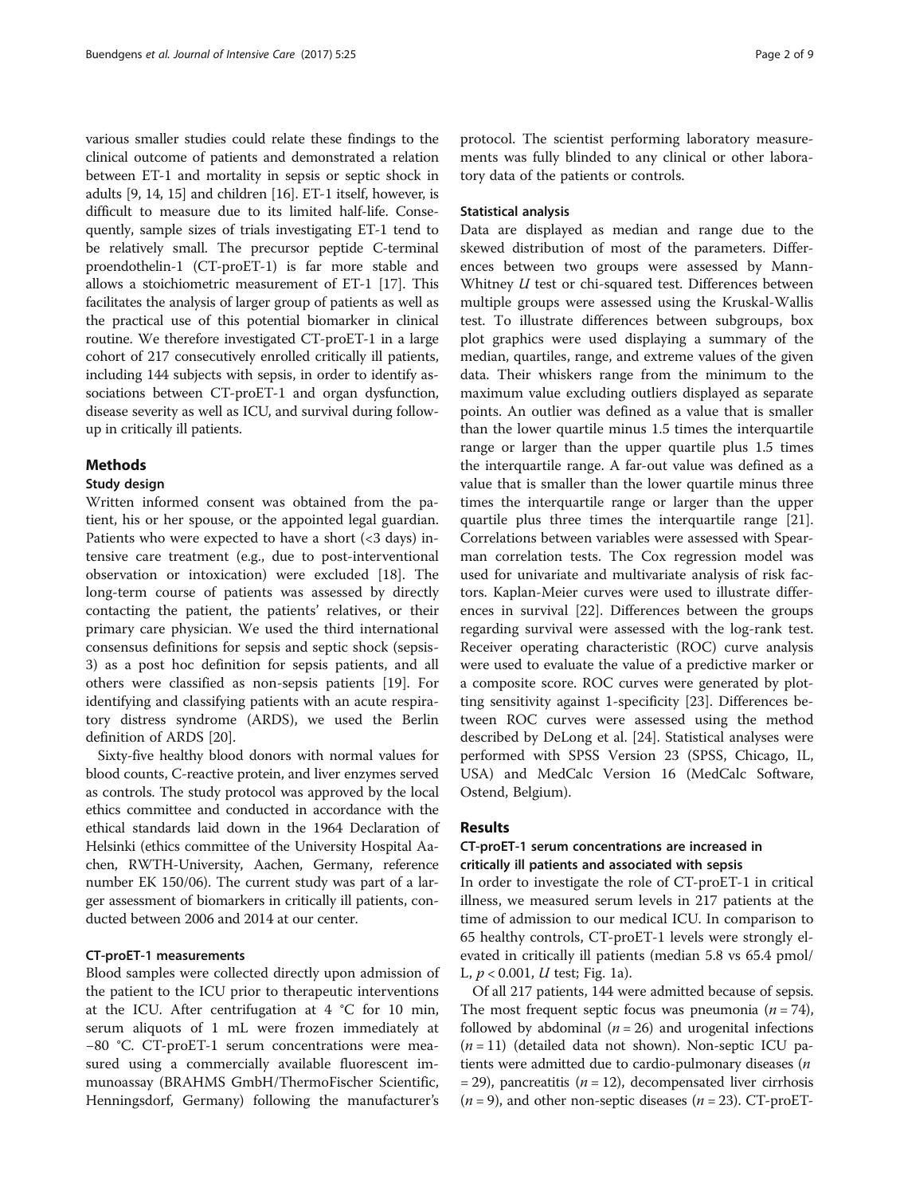various smaller studies could relate these findings to the clinical outcome of patients and demonstrated a relation between ET-1 and mortality in sepsis or septic shock in adults [9, 14, 15] and children [16]. ET-1 itself, however, is difficult to measure due to its limited half-life. Consequently, sample sizes of trials investigating ET-1 tend to be relatively small. The precursor peptide C-terminal proendothelin-1 (CT-proET-1) is far more stable and allows a stoichiometric measurement of ET-1 [17]. This facilitates the analysis of larger group of patients as well as the practical use of this potential biomarker in clinical routine. We therefore investigated CT-proET-1 in a large cohort of 217 consecutively enrolled critically ill patients, including 144 subjects with sepsis, in order to identify associations between CT-proET-1 and organ dysfunction, disease severity as well as ICU, and survival during follow-up in critically ill patients.

## Methods

### Study design

Written informed consent was obtained from the patient, his or her spouse, or the appointed legal guardian. Patients who were expected to have a short (<3 days) intensive care treatment (e.g., due to post-interventional observation or intoxication) were excluded [18]. The long-term course of patients was assessed by directly contacting the patient, the patients' relatives, or their primary care physician. We used the third international consensus definitions for sepsis and septic shock (sepsis-3) as a post hoc definition for sepsis patients, and all others were classified as non-sepsis patients [19]. For identifying and classifying patients with an acute respiratory distress syndrome (ARDS), we used the Berlin definition of ARDS [20].

Sixty-five healthy blood donors with normal values for blood counts, C-reactive protein, and liver enzymes served as controls. The study protocol was approved by the local ethics committee and conducted in accordance with the ethical standards laid down in the 1964 Declaration of Helsinki (ethics committee of the University Hospital Aachen, RWTH-University, Aachen, Germany, reference number EK 150/06). The current study was part of a larger assessment of biomarkers in critically ill patients, conducted between 2006 and 2014 at our center.

### CT-proET-1 measurements

Blood samples were collected directly upon admission of the patient to the ICU prior to therapeutic interventions at the ICU. After centrifugation at 4 °C for 10 min, serum aliquots of 1 mL were frozen immediately at −80 °C. CT-proET-1 serum concentrations were measured using a commercially available fluorescent immunoassay (BRAHMS GmbH/ThermoFischer Scientific, Henningsdorf, Germany) following the manufacturer's protocol. The scientist performing laboratory measurements was fully blinded to any clinical or other laboratory data of the patients or controls.

### Statistical analysis

Data are displayed as median and range due to the skewed distribution of most of the parameters. Differences between two groups were assessed by Mann-Whitney *U* test or chi-squared test. Differences between multiple groups were assessed using the Kruskal-Wallis test. To illustrate differences between subgroups, box plot graphics were used displaying a summary of the median, quartiles, range, and extreme values of the given data. Their whiskers range from the minimum to the maximum value excluding outliers displayed as separate points. An outlier was defined as a value that is smaller than the lower quartile minus 1.5 times the interquartile range or larger than the upper quartile plus 1.5 times the interquartile range. A far-out value was defined as a value that is smaller than the lower quartile minus three times the interquartile range or larger than the upper quartile plus three times the interquartile range [21]. Correlations between variables were assessed with Spearman correlation tests. The Cox regression model was used for univariate and multivariate analysis of risk factors. Kaplan-Meier curves were used to illustrate differences in survival [22]. Differences between the groups regarding survival were assessed with the log-rank test. Receiver operating characteristic (ROC) curve analysis were used to evaluate the value of a predictive marker or a composite score. ROC curves were generated by plotting sensitivity against 1-specificity [23]. Differences between ROC curves were assessed using the method described by DeLong et al. [24]. Statistical analyses were performed with SPSS Version 23 (SPSS, Chicago, IL, USA) and MedCalc Version 16 (MedCalc Software, Ostend, Belgium).

## Results

### CT-proET-1 serum concentrations are increased in critically ill patients and associated with sepsis

In order to investigate the role of CT-proET-1 in critical illness, we measured serum levels in 217 patients at the time of admission to our medical ICU. In comparison to 65 healthy controls, CT-proET-1 levels were strongly elevated in critically ill patients (median 5.8 vs 65.4 pmol/L, $p < 0.001$, *U* test; Fig. 1a).

Of all 217 patients, 144 were admitted because of sepsis. The most frequent septic focus was pneumonia ($n = 74$), followed by abdominal ($n = 26$) and urogenital infections ($n = 11$) (detailed data not shown). Non-septic ICU patients were admitted due to cardio-pulmonary diseases ($n = 29$), pancreatitis ($n = 12$), decompensated liver cirrhosis ($n = 9$), and other non-septic diseases ($n = 23$). CT-proET-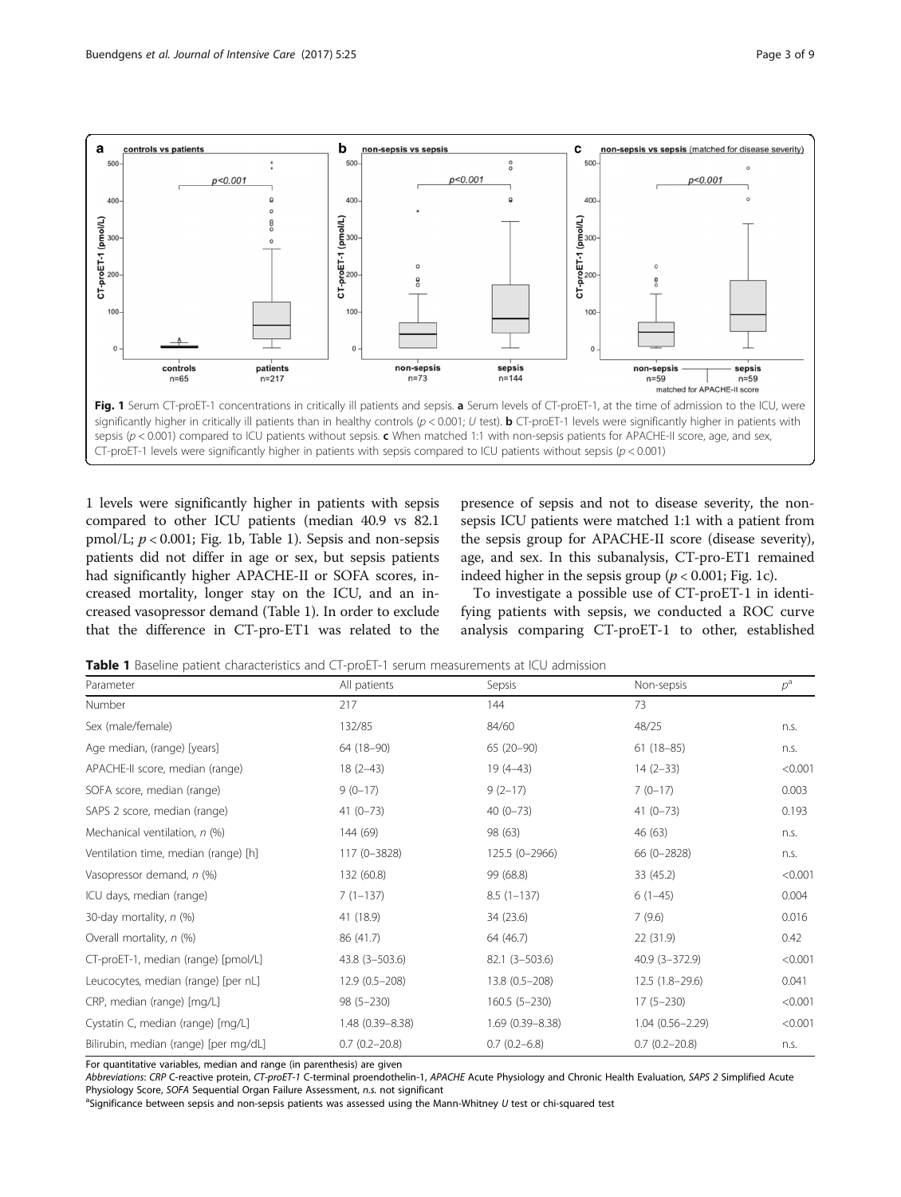Fig. 1 Serum CT-proET-1 concentrations in critically ill patients and sepsis. **a** Serum levels of CT-proET-1, at the time of admission to the ICU, were significantly higher in critically ill patients than in healthy controls ($p < 0.001$; *U* test). **b** CT-proET-1 levels were significantly higher in patients with sepsis ($p < 0.001$) compared to ICU patients without sepsis. **c** When matched 1:1 with non-sepsis patients for APACHE-II score, age, and sex, CT-proET-1 levels were significantly higher in patients with sepsis compared to ICU patients without sepsis ($p < 0.001$)

1 levels were significantly higher in patients with sepsis compared to other ICU patients (median 40.9 vs 82.1 pmol/L; $p < 0.001$; Fig. 1b, Table 1). Sepsis and non-sepsis patients did not differ in age or sex, but sepsis patients had significantly higher APACHE-II or SOFA scores, increased mortality, longer stay on the ICU, and an increased vasopressor demand (Table 1). In order to exclude that the difference in CT-pro-ET1 was related to the presence of sepsis and not to disease severity, the non-sepsis ICU patients were matched 1:1 with a patient from the sepsis group for APACHE-II score (disease severity), age, and sex. In this subanalysis, CT-pro-ET1 remained indeed higher in the sepsis group ($p < 0.001$; Fig. 1c).

To investigate a possible use of CT-proET-1 in identifying patients with sepsis, we conducted a ROC curve analysis comparing CT-proET-1 to other, established

**Table 1** Baseline patient characteristics and CT-proET-1 serum measurements at ICU admission

| Parameter | All patients | Sepsis | Non-sepsis | $p$[a] |
|---|---|---|---|---|
| Number | 217 | 144 | 73 | |
| Sex (male/female) | 132/85 | 84/60 | 48/25 | n.s. |
| Age median, (range) [years] | 64 (18–90) | 65 (20–90) | 61 (18–85) | n.s. |
| APACHE-II score, median (range) | 18 (2–43) | 19 (4–43) | 14 (2–33) | <0.001 |
| SOFA score, median (range) | 9 (0–17) | 9 (2–17) | 7 (0–17) | 0.003 |
| SAPS 2 score, median (range) | 41 (0–73) | 40 (0–73) | 41 (0–73) | 0.193 |
| Mechanical ventilation, *n* (%) | 144 (69) | 98 (63) | 46 (63) | n.s. |
| Ventilation time, median (range) [h] | 117 (0–3828) | 125.5 (0–2966) | 66 (0–2828) | n.s. |
| Vasopressor demand, *n* (%) | 132 (60.8) | 99 (68.8) | 33 (45.2) | <0.001 |
| ICU days, median (range) | 7 (1–137) | 8.5 (1–137) | 6 (1–45) | 0.004 |
| 30-day mortality, *n* (%) | 41 (18.9) | 34 (23.6) | 7 (9.6) | 0.016 |
| Overall mortality, *n* (%) | 86 (41.7) | 64 (46.7) | 22 (31.9) | 0.42 |
| CT-proET-1, median (range) [pmol/L] | 43.8 (3–503.6) | 82.1 (3–503.6) | 40.9 (3–372.9) | <0.001 |
| Leucocytes, median (range) [per nL] | 12.9 (0.5–208) | 13.8 (0.5–208) | 12.5 (1.8–29.6) | 0.041 |
| CRP, median (range) [mg/L] | 98 (5–230) | 160.5 (5–230) | 17 (5–230) | <0.001 |
| Cystatin C, median (range) [mg/L] | 1.48 (0.39–8.38) | 1.69 (0.39–8.38) | 1.04 (0.56–2.29) | <0.001 |
| Bilirubin, median (range) [per mg/dL] | 0.7 (0.2–20.8) | 0.7 (0.2–6.8) | 0.7 (0.2–20.8) | n.s. |

For quantitative variables, median and range (in parenthesis) are given

*Abbreviations*: *CRP* C-reactive protein, *CT-proET-1* C-terminal proendothelin-1, *APACHE* Acute Physiology and Chronic Health Evaluation, *SAPS 2* Simplified Acute Physiology Score, *SOFA* Sequential Organ Failure Assessment, *n.s.* not significant

[a]Significance between sepsis and non-sepsis patients was assessed using the Mann-Whitney *U* test or chi-squared test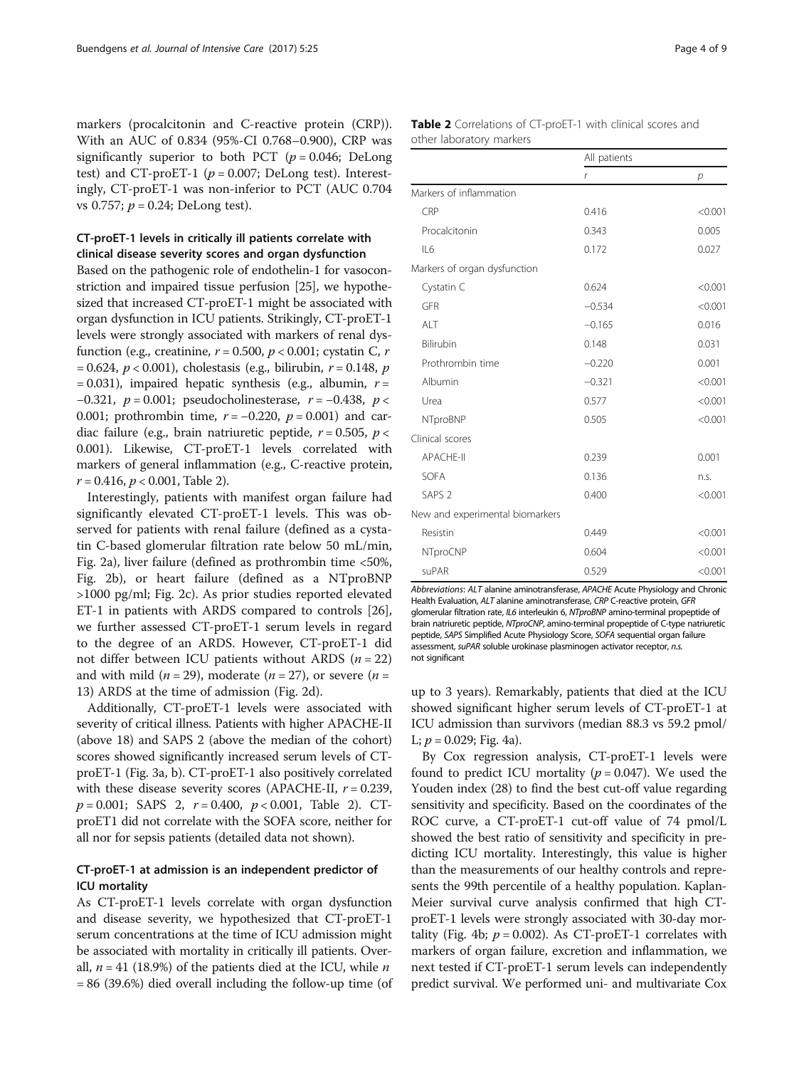markers (procalcitonin and C-reactive protein (CRP)). With an AUC of 0.834 (95%-CI 0.768–0.900), CRP was significantly superior to both PCT ($p = 0.046$; DeLong test) and CT-proET-1 ($p = 0.007$; DeLong test). Interestingly, CT-proET-1 was non-inferior to PCT (AUC 0.704 vs 0.757; $p = 0.24$; DeLong test).

### CT-proET-1 levels in critically ill patients correlate with clinical disease severity scores and organ dysfunction

Based on the pathogenic role of endothelin-1 for vasoconstriction and impaired tissue perfusion [25], we hypothesized that increased CT-proET-1 might be associated with organ dysfunction in ICU patients. Strikingly, CT-proET-1 levels were strongly associated with markers of renal dysfunction (e.g., creatinine, $r = 0.500$, $p < 0.001$; cystatin C, $r = 0.624$, $p < 0.001$), cholestasis (e.g., bilirubin, $r = 0.148$, $p = 0.031$), impaired hepatic synthesis (e.g., albumin, $r = -0.321$, $p = 0.001$; pseudocholinesterase, $r = -0.438$, $p < 0.001$; prothrombin time, $r = -0.220$, $p = 0.001$) and cardiac failure (e.g., brain natriuretic peptide, $r = 0.505$, $p < 0.001$). Likewise, CT-proET-1 levels correlated with markers of general inflammation (e.g., C-reactive protein, $r = 0.416$, $p < 0.001$, Table 2).

Interestingly, patients with manifest organ failure had significantly elevated CT-proET-1 levels. This was observed for patients with renal failure (defined as a cystatin C-based glomerular filtration rate below 50 mL/min, Fig. 2a), liver failure (defined as prothrombin time <50%, Fig. 2b), or heart failure (defined as a NTproBNP >1000 pg/ml; Fig. 2c). As prior studies reported elevated ET-1 in patients with ARDS compared to controls [26], we further assessed CT-proET-1 serum levels in regard to the degree of an ARDS. However, CT-proET-1 did not differ between ICU patients without ARDS ($n = 22$) and with mild ($n = 29$), moderate ($n = 27$), or severe ($n = 13$) ARDS at the time of admission (Fig. 2d).

Additionally, CT-proET-1 levels were associated with severity of critical illness. Patients with higher APACHE-II (above 18) and SAPS 2 (above the median of the cohort) scores showed significantly increased serum levels of CT-proET-1 (Fig. 3a, b). CT-proET-1 also positively correlated with these disease severity scores (APACHE-II, $r = 0.239$, $p = 0.001$; SAPS 2, $r = 0.400$, $p < 0.001$, Table 2). CT-proET1 did not correlate with the SOFA score, neither for all nor for sepsis patients (detailed data not shown).

### CT-proET-1 at admission is an independent predictor of ICU mortality

As CT-proET-1 levels correlate with organ dysfunction and disease severity, we hypothesized that CT-proET-1 serum concentrations at the time of ICU admission might be associated with mortality in critically ill patients. Overall, $n = 41$ (18.9%) of the patients died at the ICU, while $n = 86$ (39.6%) died overall including the follow-up time (of up to 3 years). Remarkably, patients that died at the ICU showed significant higher serum levels of CT-proET-1 at ICU admission than survivors (median 88.3 vs 59.2 pmol/L; $p = 0.029$; Fig. 4a).

By Cox regression analysis, CT-proET-1 levels were found to predict ICU mortality ($p = 0.047$). We used the Youden index (28) to find the best cut-off value regarding sensitivity and specificity. Based on the coordinates of the ROC curve, a CT-proET-1 cut-off value of 74 pmol/L showed the best ratio of sensitivity and specificity in predicting ICU mortality. Interestingly, this value is higher than the measurements of our healthy controls and represents the 99th percentile of a healthy population. Kaplan-Meier survival curve analysis confirmed that high CT-proET-1 levels were strongly associated with 30-day mortality (Fig. 4b; $p = 0.002$). As CT-proET-1 correlates with markers of organ failure, excretion and inflammation, we next tested if CT-proET-1 serum levels can independently predict survival. We performed uni- and multivariate Cox

**Table 2** Correlations of CT-proET-1 with clinical scores and other laboratory markers

| | All patients | |
|---|---|---|
| | *r* | *p* |
| Markers of inflammation | | |
| CRP | 0.416 | <0.001 |
| Procalcitonin | 0.343 | 0.005 |
| IL6 | 0.172 | 0.027 |
| Markers of organ dysfunction | | |
| Cystatin C | 0.624 | <0.001 |
| GFR | −0.534 | <0.001 |
| ALT | −0.165 | 0.016 |
| Bilirubin | 0.148 | 0.031 |
| Prothrombin time | −0.220 | 0.001 |
| Albumin | −0.321 | <0.001 |
| Urea | 0.577 | <0.001 |
| NTproBNP | 0.505 | <0.001 |
| Clinical scores | | |
| APACHE-II | 0.239 | 0.001 |
| SOFA | 0.136 | n.s. |
| SAPS 2 | 0.400 | <0.001 |
| New and experimental biomarkers | | |
| Resistin | 0.449 | <0.001 |
| NTproCNP | 0.604 | <0.001 |
| suPAR | 0.529 | <0.001 |

*Abbreviations*: *ALT* alanine aminotransferase, *APACHE* Acute Physiology and Chronic Health Evaluation, *ALT* alanine aminotransferase, *CRP* C-reactive protein, *GFR* glomerular filtration rate, *IL6* interleukin 6, *NTproBNP* amino-terminal propeptide of brain natriuretic peptide, *NTproCNP*, amino-terminal propeptide of C-type natriuretic peptide, *SAPS* Simplified Acute Physiology Score, *SOFA* sequential organ failure assessment, *suPAR* soluble urokinase plasminogen activator receptor, *n.s.* not significant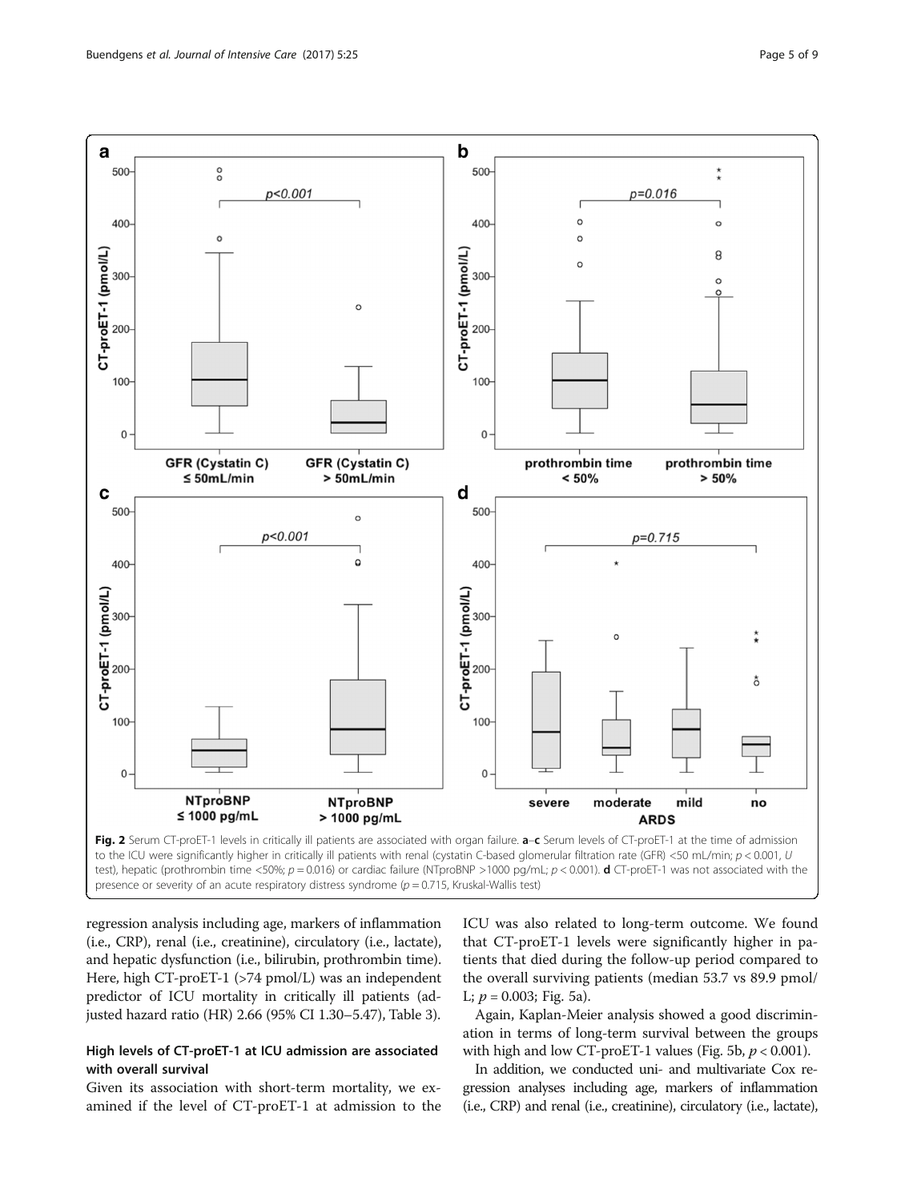Fig. 2 Serum CT-proET-1 levels in critically ill patients are associated with organ failure. **a**–**c** Serum levels of CT-proET-1 at the time of admission to the ICU were significantly higher in critically ill patients with renal (cystatin C-based glomerular filtration rate (GFR) <50 mL/min; $p < 0.001$, U test), hepatic (prothrombin time <50%; $p = 0.016$) or cardiac failure (NTproBNP >1000 pg/mL; $p < 0.001$). **d** CT-proET-1 was not associated with the presence or severity of an acute respiratory distress syndrome ($p = 0.715$, Kruskal-Wallis test)

regression analysis including age, markers of inflammation (i.e., CRP), renal (i.e., creatinine), circulatory (i.e., lactate), and hepatic dysfunction (i.e., bilirubin, prothrombin time). Here, high CT-proET-1 (>74 pmol/L) was an independent predictor of ICU mortality in critically ill patients (adjusted hazard ratio (HR) 2.66 (95% CI 1.30–5.47), Table 3).

## High levels of CT-proET-1 at ICU admission are associated with overall survival

Given its association with short-term mortality, we examined if the level of CT-proET-1 at admission to the ICU was also related to long-term outcome. We found that CT-proET-1 levels were significantly higher in patients that died during the follow-up period compared to the overall surviving patients (median 53.7 vs 89.9 pmol/L; $p = 0.003$; Fig. 5a).

Again, Kaplan-Meier analysis showed a good discrimination in terms of long-term survival between the groups with high and low CT-proET-1 values (Fig. 5b, $p < 0.001$).

In addition, we conducted uni- and multivariate Cox regression analyses including age, markers of inflammation (i.e., CRP) and renal (i.e., creatinine), circulatory (i.e., lactate),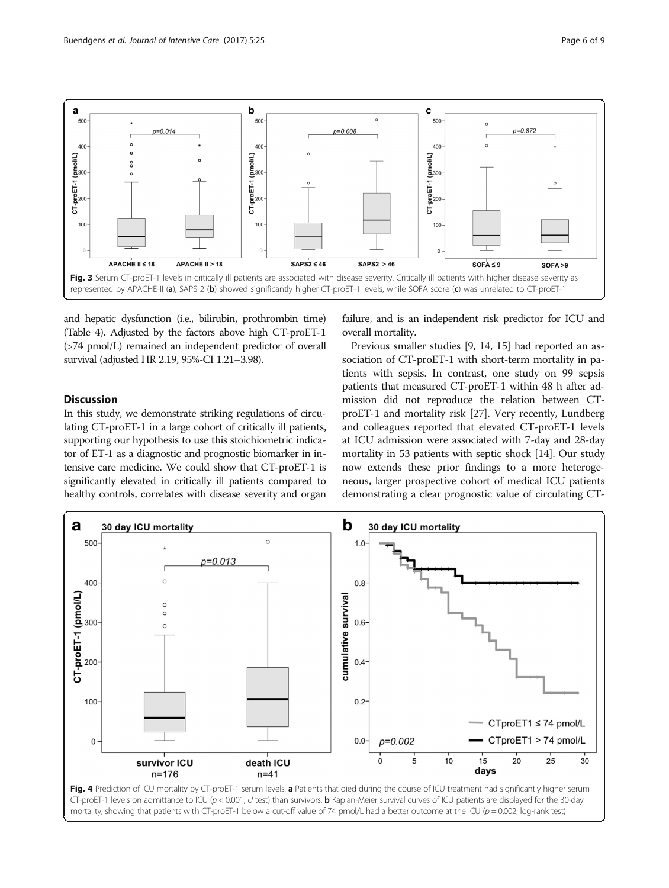Fig. 3 Serum CT-proET-1 levels in critically ill patients are associated with disease severity. Critically ill patients with higher disease severity as represented by APACHE-II (**a**), SAPS 2 (**b**) showed significantly higher CT-proET-1 levels, while SOFA score (**c**) was unrelated to CT-proET-1

and hepatic dysfunction (i.e., bilirubin, prothrombin time) (Table 4). Adjusted by the factors above high CT-proET-1 (>74 pmol/L) remained an independent predictor of overall survival (adjusted HR 2.19, 95%-CI 1.21–3.98).

## Discussion

In this study, we demonstrate striking regulations of circulating CT-proET-1 in a large cohort of critically ill patients, supporting our hypothesis to use this stoichiometric indicator of ET-1 as a diagnostic and prognostic biomarker in intensive care medicine. We could show that CT-proET-1 is significantly elevated in critically ill patients compared to healthy controls, correlates with disease severity and organ failure, and is an independent risk predictor for ICU and overall mortality.

Previous smaller studies [9, 14, 15] had reported an association of CT-proET-1 with short-term mortality in patients with sepsis. In contrast, one study on 99 sepsis patients that measured CT-proET-1 within 48 h after admission did not reproduce the relation between CT-proET-1 and mortality risk [27]. Very recently, Lundberg and colleagues reported that elevated CT-proET-1 levels at ICU admission were associated with 7-day and 28-day mortality in 53 patients with septic shock [14]. Our study now extends these prior findings to a more heterogeneous, larger prospective cohort of medical ICU patients demonstrating a clear prognostic value of circulating CT-

Fig. 4 Prediction of ICU mortality by CT-proET-1 serum levels. **a** Patients that died during the course of ICU treatment had significantly higher serum CT-proET-1 levels on admittance to ICU ($p < 0.001$; *U* test) than survivors. **b** Kaplan-Meier survival curves of ICU patients are displayed for the 30-day mortality, showing that patients with CT-proET-1 below a cut-off value of 74 pmol/L had a better outcome at the ICU ($p = 0.002$; log-rank test)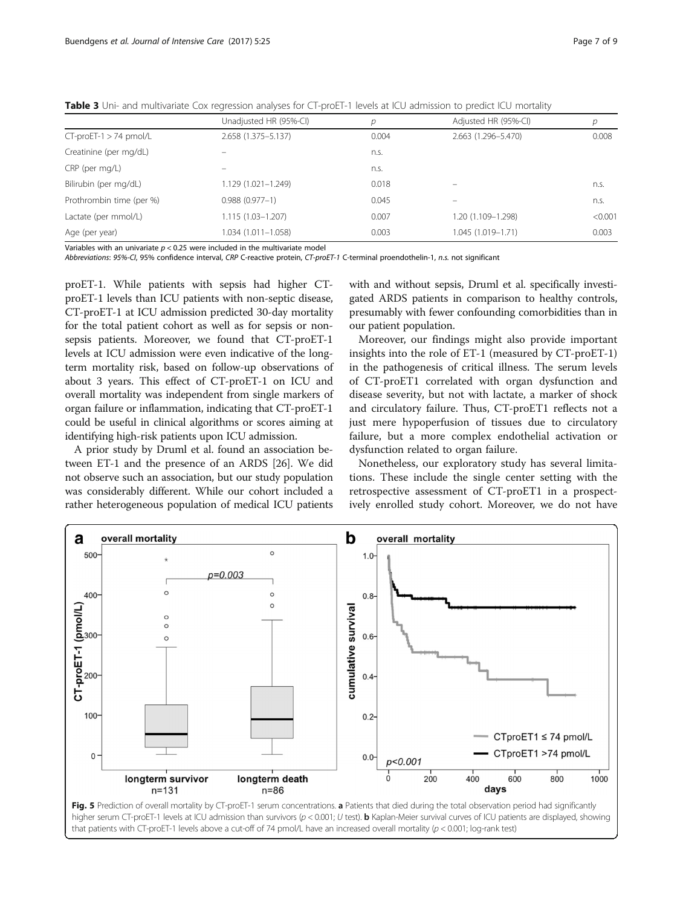**Table 3** Uni- and multivariate Cox regression analyses for CT-proET-1 levels at ICU admission to predict ICU mortality

| | Unadjusted HR (95%-CI) | p | Adjusted HR (95%-CI) | p |
|---|---|---|---|---|
| CT-proET-1 > 74 pmol/L | 2.658 (1.375–5.137) | 0.004 | 2.663 (1.296–5.470) | 0.008 |
| Creatinine (per mg/dL) | – | n.s. | | |
| CRP (per mg/L) | – | n.s. | | |
| Bilirubin (per mg/dL) | 1.129 (1.021–1.249) | 0.018 | – | n.s. |
| Prothrombin time (per %) | 0.988 (0.977–1) | 0.045 | – | n.s. |
| Lactate (per mmol/L) | 1.115 (1.03–1.207) | 0.007 | 1.20 (1.109–1.298) | <0.001 |
| Age (per year) | 1.034 (1.011–1.058) | 0.003 | 1.045 (1.019–1.71) | 0.003 |

Variables with an univariate $p < 0.25$ were included in the multivariate model

*Abbreviations*: *95%-CI*, 95% confidence interval, *CRP* C-reactive protein, *CT-proET-1* C-terminal proendothelin-1, *n.s.* not significant

proET-1. While patients with sepsis had higher CT-proET-1 levels than ICU patients with non-septic disease, CT-proET-1 at ICU admission predicted 30-day mortality for the total patient cohort as well as for sepsis or non-sepsis patients. Moreover, we found that CT-proET-1 levels at ICU admission were even indicative of the long-term mortality risk, based on follow-up observations of about 3 years. This effect of CT-proET-1 on ICU and overall mortality was independent from single markers of organ failure or inflammation, indicating that CT-proET-1 could be useful in clinical algorithms or scores aiming at identifying high-risk patients upon ICU admission.

A prior study by Druml et al. found an association between ET-1 and the presence of an ARDS [26]. We did not observe such an association, but our study population was considerably different. While our cohort included a rather heterogeneous population of medical ICU patients with and without sepsis, Druml et al. specifically investigated ARDS patients in comparison to healthy controls, presumably with fewer confounding comorbidities than in our patient population.

Moreover, our findings might also provide important insights into the role of ET-1 (measured by CT-proET-1) in the pathogenesis of critical illness. The serum levels of CT-proET1 correlated with organ dysfunction and disease severity, but not with lactate, a marker of shock and circulatory failure. Thus, CT-proET1 reflects not a just mere hypoperfusion of tissues due to circulatory failure, but a more complex endothelial activation or dysfunction related to organ failure.

Nonetheless, our exploratory study has several limitations. These include the single center setting with the retrospective assessment of CT-proET1 in a prospectively enrolled study cohort. Moreover, we do not have

**Fig. 5** Prediction of overall mortality by CT-proET-1 serum concentrations. **a** Patients that died during the total observation period had significantly higher serum CT-proET-1 levels at ICU admission than survivors ($p < 0.001$; *U* test). **b** Kaplan-Meier survival curves of ICU patients are displayed, showing that patients with CT-proET-1 levels above a cut-off of 74 pmol/L have an increased overall mortality ($p < 0.001$; log-rank test)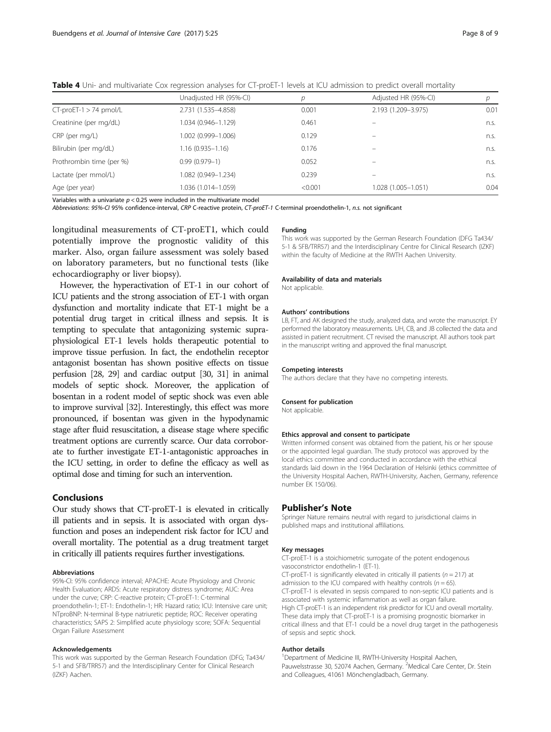**Table 4** Uni- and multivariate Cox regression analyses for CT-proET-1 levels at ICU admission to predict overall mortality

| | Unadjusted HR (95%-CI) | p | Adjusted HR (95%-CI) | p |
|---|---|---|---|---|
| CT-proET-1 > 74 pmol/L | 2.731 (1.535–4.858) | 0.001 | 2.193 (1.209–3.975) | 0.01 |
| Creatinine (per mg/dL) | 1.034 (0.946–1.129) | 0.461 | – | n.s. |
| CRP (per mg/L) | 1.002 (0.999–1.006) | 0.129 | – | n.s. |
| Bilirubin (per mg/dL) | 1.16 (0.935–1.16) | 0.176 | – | n.s. |
| Prothrombin time (per %) | 0.99 (0.979–1) | 0.052 | – | n.s. |
| Lactate (per mmol/L) | 1.082 (0.949–1.234) | 0.239 | – | n.s. |
| Age (per year) | 1.036 (1.014–1.059) | <0.001 | 1.028 (1.005–1.051) | 0.04 |

Variables with a univariate $p < 0.25$ were included in the multivariate model

*Abbreviations*: *95%-CI* 95% confidence-interval, *CRP* C-reactive protein, *CT-proET-1* C-terminal proendothelin-1, *n.s.* not significant

longitudinal measurements of CT-proET1, which could potentially improve the prognostic validity of this marker. Also, organ failure assessment was solely based on laboratory parameters, but no functional tests (like echocardiography or liver biopsy).

However, the hyperactivation of ET-1 in our cohort of ICU patients and the strong association of ET-1 with organ dysfunction and mortality indicate that ET-1 might be a potential drug target in critical illness and sepsis. It is tempting to speculate that antagonizing systemic supra-physiological ET-1 levels holds therapeutic potential to improve tissue perfusion. In fact, the endothelin receptor antagonist bosentan has shown positive effects on tissue perfusion [28, 29] and cardiac output [30, 31] in animal models of septic shock. Moreover, the application of bosentan in a rodent model of septic shock was even able to improve survival [32]. Interestingly, this effect was more pronounced, if bosentan was given in the hypodynamic stage after fluid resuscitation, a disease stage where specific treatment options are currently scarce. Our data corroborate to further investigate ET-1-antagonistic approaches in the ICU setting, in order to define the efficacy as well as optimal dose and timing for such an intervention.

## Conclusions

Our study shows that CT-proET-1 is elevated in critically ill patients and in sepsis. It is associated with organ dysfunction and poses an independent risk factor for ICU and overall mortality. The potential as a drug treatment target in critically ill patients requires further investigations.

#### Abbreviations

95%-CI: 95% confidence interval; APACHE: Acute Physiology and Chronic Health Evaluation; ARDS: Acute respiratory distress syndrome; AUC: Area under the curve; CRP: C-reactive protein; CT-proET-1: C-terminal proendothelin-1; ET-1: Endothelin-1; HR: Hazard ratio; ICU: Intensive care unit; NTproBNP: N-terminal B-type natriuretic peptide; ROC: Receiver operating characteristics; SAPS 2: Simplified acute physiology score; SOFA: Sequential Organ Failure Assessment

#### Acknowledgements

This work was supported by the German Research Foundation (DFG; Ta434/5-1 and SFB/TRR57) and the Interdisciplinary Center for Clinical Research (IZKF) Aachen.

#### Funding

This work was supported by the German Research Foundation (DFG Ta434/5-1 & SFB/TRR57) and the Interdisciplinary Centre for Clinical Research (IZKF) within the faculty of Medicine at the RWTH Aachen University.

#### Availability of data and materials

Not applicable.

#### Authors' contributions

LB, FT, and AK designed the study, analyzed data, and wrote the manuscript. EY performed the laboratory measurements. UH, CB, and JB collected the data and assisted in patient recruitment. CT revised the manuscript. All authors took part in the manuscript writing and approved the final manuscript.

#### Competing interests

The authors declare that they have no competing interests.

#### Consent for publication

Not applicable.

#### Ethics approval and consent to participate

Written informed consent was obtained from the patient, his or her spouse or the appointed legal guardian. The study protocol was approved by the local ethics committee and conducted in accordance with the ethical standards laid down in the 1964 Declaration of Helsinki (ethics committee of the University Hospital Aachen, RWTH-University, Aachen, Germany, reference number EK 150/06).

## Publisher's Note

Springer Nature remains neutral with regard to jurisdictional claims in published maps and institutional affiliations.

#### Key messages

CT-proET-1 is a stoichiometric surrogate of the potent endogenous vasoconstrictor endothelin-1 (ET-1).
CT-proET-1 is significantly elevated in critically ill patients ($n = 217$) at admission to the ICU compared with healthy controls ($n = 65$).
CT-proET-1 is elevated in sepsis compared to non-septic ICU patients and is associated with systemic inflammation as well as organ failure.
High CT-proET-1 is an independent risk predictor for ICU and overall mortality.
These data imply that CT-proET-1 is a promising prognostic biomarker in critical illness and that ET-1 could be a novel drug target in the pathogenesis of sepsis and septic shock.

#### Author details

[1]Department of Medicine III, RWTH-University Hospital Aachen, Pauwelsstrasse 30, 52074 Aachen, Germany. [2]Medical Care Center, Dr. Stein and Colleagues, 41061 Mönchengladbach, Germany.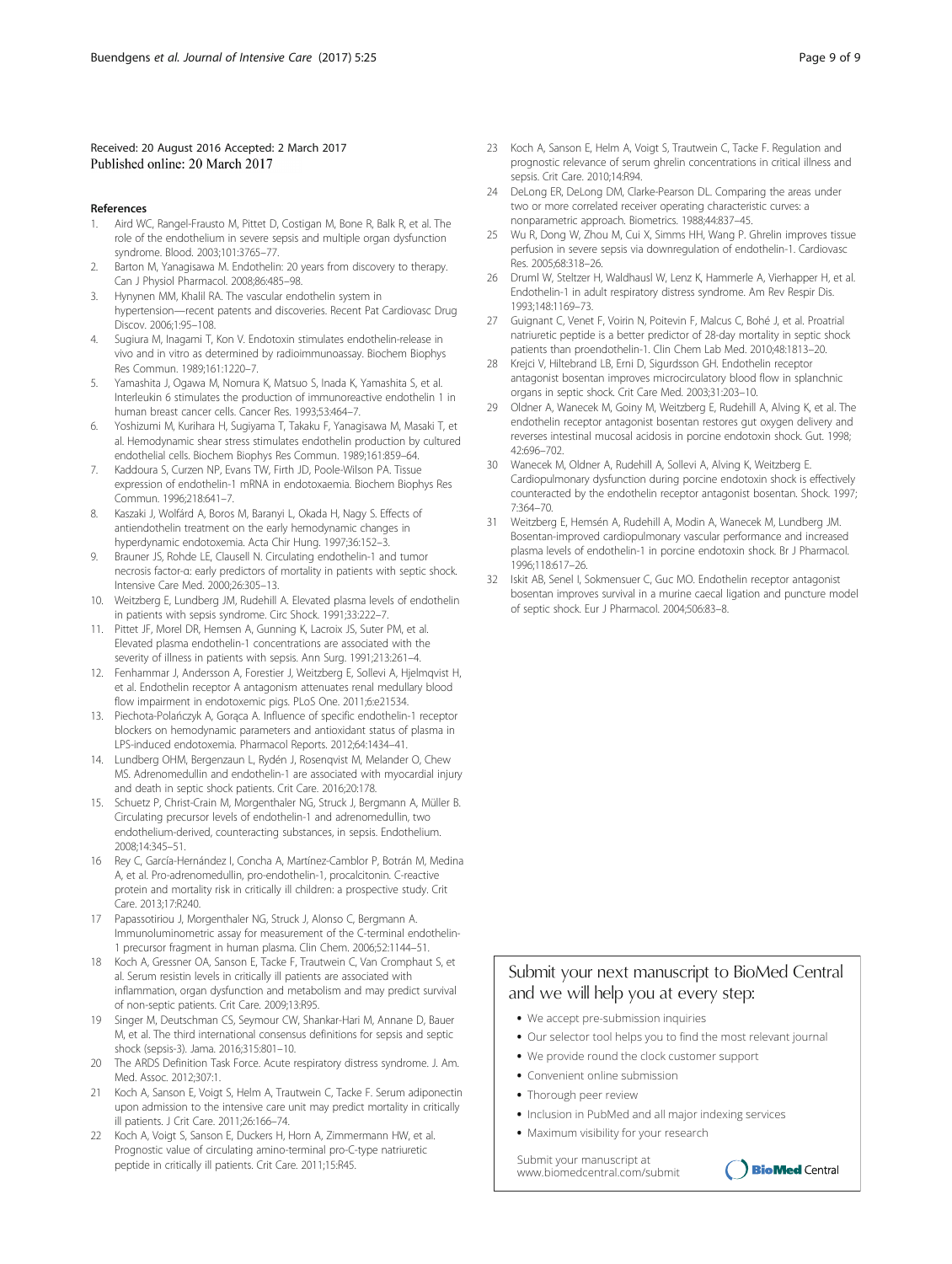Received: 20 August 2016 Accepted: 2 March 2017
Published online: 20 March 2017

## References

1. Aird WC, Rangel-Frausto M, Pittet D, Costigan M, Bone R, Balk R, et al. The role of the endothelium in severe sepsis and multiple organ dysfunction syndrome. Blood. 2003;101:3765–77.
2. Barton M, Yanagisawa M. Endothelin: 20 years from discovery to therapy. Can J Physiol Pharmacol. 2008;86:485–98.
3. Hynynen MM, Khalil RA. The vascular endothelin system in hypertension—recent patents and discoveries. Recent Pat Cardiovasc Drug Discov. 2006;1:95–108.
4. Sugiura M, Inagami T, Kon V. Endotoxin stimulates endothelin-release in vivo and in vitro as determined by radioimmunoassay. Biochem Biophys Res Commun. 1989;161:1220–7.
5. Yamashita J, Ogawa M, Nomura K, Matsuo S, Inada K, Yamashita S, et al. Interleukin 6 stimulates the production of immunoreactive endothelin 1 in human breast cancer cells. Cancer Res. 1993;53:464–7.
6. Yoshizumi M, Kurihara H, Sugiyama T, Takaku F, Yanagisawa M, Masaki T, et al. Hemodynamic shear stress stimulates endothelin production by cultured endothelial cells. Biochem Biophys Res Commun. 1989;161:859–64.
7. Kaddoura S, Curzen NP, Evans TW, Firth JD, Poole-Wilson PA. Tissue expression of endothelin-1 mRNA in endotoxaemia. Biochem Biophys Res Commun. 1996;218:641–7.
8. Kaszaki J, Wolfárd A, Boros M, Baranyi L, Okada H, Nagy S. Effects of antiendothelin treatment on the early hemodynamic changes in hyperdynamic endotoxemia. Acta Chir Hung. 1997;36:152–3.
9. Brauner JS, Rohde LE, Clausell N. Circulating endothelin-1 and tumor necrosis factor-α: early predictors of mortality in patients with septic shock. Intensive Care Med. 2000;26:305–13.
10. Weitzberg E, Lundberg JM, Rudehill A. Elevated plasma levels of endothelin in patients with sepsis syndrome. Circ Shock. 1991;33:222–7.
11. Pittet JF, Morel DR, Hemsen A, Gunning K, Lacroix JS, Suter PM, et al. Elevated plasma endothelin-1 concentrations are associated with the severity of illness in patients with sepsis. Ann Surg. 1991;213:261–4.
12. Fenhammar J, Andersson A, Forestier J, Weitzberg E, Sollevi A, Hjelmqvist H, et al. Endothelin receptor A antagonism attenuates renal medullary blood flow impairment in endotoxemic pigs. PLoS One. 2011;6:e21534.
13. Piechota-Polańczyk A, Gorąca A. Influence of specific endothelin-1 receptor blockers on hemodynamic parameters and antioxidant status of plasma in LPS-induced endotoxemia. Pharmacol Reports. 2012;64:1434–41.
14. Lundberg OHM, Bergenzaun L, Rydén J, Rosenqvist M, Melander O, Chew MS. Adrenomedullin and endothelin-1 are associated with myocardial injury and death in septic shock patients. Crit Care. 2016;20:178.
15. Schuetz P, Christ-Crain M, Morgenthaler NG, Struck J, Bergmann A, Müller B. Circulating precursor levels of endothelin-1 and adrenomedullin, two endothelium-derived, counteracting substances, in sepsis. Endothelium. 2008;14:345–51.
16. Rey C, García-Hernández I, Concha A, Martínez-Camblor P, Botrán M, Medina A, et al. Pro-adrenomedullin, pro-endothelin-1, procalcitonin. C-reactive protein and mortality risk in critically ill children: a prospective study. Crit Care. 2013;17:R240.
17. Papassotiriou J, Morgenthaler NG, Struck J, Alonso C, Bergmann A. Immunoluminometric assay for measurement of the C-terminal endothelin-1 precursor fragment in human plasma. Clin Chem. 2006;52:1144–51.
18. Koch A, Gressner OA, Sanson E, Tacke F, Trautwein C, Van Cromphaut S, et al. Serum resistin levels in critically ill patients are associated with inflammation, organ dysfunction and metabolism and may predict survival of non-septic patients. Crit Care. 2009;13:R95.
19. Singer M, Deutschman CS, Seymour CW, Shankar-Hari M, Annane D, Bauer M, et al. The third international consensus definitions for sepsis and septic shock (sepsis-3). Jama. 2016;315:801–10.
20. The ARDS Definition Task Force. Acute respiratory distress syndrome. J. Am. Med. Assoc. 2012;307:1.
21. Koch A, Sanson E, Voigt S, Helm A, Trautwein C, Tacke F. Serum adiponectin upon admission to the intensive care unit may predict mortality in critically ill patients. J Crit Care. 2011;26:166–74.
22. Koch A, Voigt S, Sanson E, Duckers H, Horn A, Zimmermann HW, et al. Prognostic value of circulating amino-terminal pro-C-type natriuretic peptide in critically ill patients. Crit Care. 2011;15:R45.
23. Koch A, Sanson E, Helm A, Voigt S, Trautwein C, Tacke F. Regulation and prognostic relevance of serum ghrelin concentrations in critical illness and sepsis. Crit Care. 2010;14:R94.
24. DeLong ER, DeLong DM, Clarke-Pearson DL. Comparing the areas under two or more correlated receiver operating characteristic curves: a nonparametric approach. Biometrics. 1988;44:837–45.
25. Wu R, Dong W, Zhou M, Cui X, Simms HH, Wang P. Ghrelin improves tissue perfusion in severe sepsis via downregulation of endothelin-1. Cardiovasc Res. 2005;68:318–26.
26. Druml W, Steltzer H, Waldhausl W, Lenz K, Hammerle A, Vierhapper H, et al. Endothelin-1 in adult respiratory distress syndrome. Am Rev Respir Dis. 1993;148:1169–73.
27. Guignant C, Venet F, Voirin N, Poitevin F, Malcus C, Bohé J, et al. Proatrial natriuretic peptide is a better predictor of 28-day mortality in septic shock patients than proendothelin-1. Clin Chem Lab Med. 2010;48:1813–20.
28. Krejci V, Hiltebrand LB, Erni D, Sigurdsson GH. Endothelin receptor antagonist bosentan improves microcirculatory blood flow in splanchnic organs in septic shock. Crit Care Med. 2003;31:203–10.
29. Oldner A, Wanecek M, Goiny M, Weitzberg E, Rudehill A, Alving K, et al. The endothelin receptor antagonist bosentan restores gut oxygen delivery and reverses intestinal mucosal acidosis in porcine endotoxin shock. Gut. 1998;42:696–702.
30. Wanecek M, Oldner A, Rudehill A, Sollevi A, Alving K, Weitzberg E. Cardiopulmonary dysfunction during porcine endotoxin shock is effectively counteracted by the endothelin receptor antagonist bosentan. Shock. 1997;7:364–70.
31. Weitzberg E, Hemsén A, Rudehill A, Modin A, Wanecek M, Lundberg JM. Bosentan-improved cardiopulmonary vascular performance and increased plasma levels of endothelin-1 in porcine endotoxin shock. Br J Pharmacol. 1996;118:617–26.
32. Iskit AB, Senel I, Sokmensuer C, Guc MO. Endothelin receptor antagonist bosentan improves survival in a murine caecal ligation and puncture model of septic shock. Eur J Pharmacol. 2004;506:83–8.

Submit your next manuscript to BioMed Central and we will help you at every step:

- We accept pre-submission inquiries
- Our selector tool helps you to find the most relevant journal
- We provide round the clock customer support
- Convenient online submission
- Thorough peer review
- Inclusion in PubMed and all major indexing services
- Maximum visibility for your research

Submit your manuscript at
www.biomedcentral.com/submit

BioMed Central